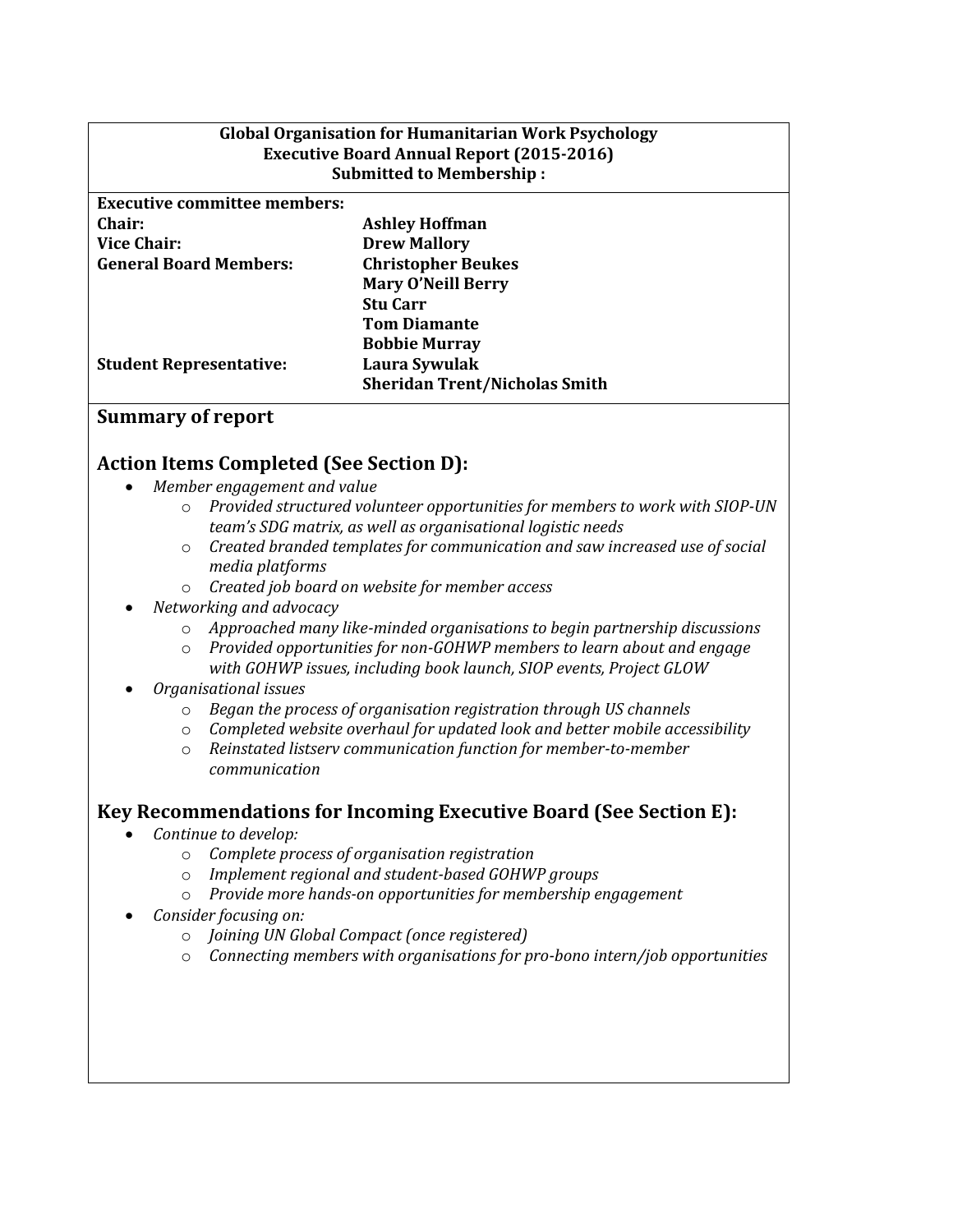**Global Organisation for Humanitarian Work Psychology**
**Executive Board Annual Report (2015-2016)**
**Submitted to Membership :**

| **Executive committee members:** | |
|---|---|
| **Chair:** | **Ashley Hoffman** |
| **Vice Chair:** | **Drew Mallory** |
| **General Board Members:** | **Christopher Beukes** |
| | **Mary O'Neill Berry** |
| | **Stu Carr** |
| | **Tom Diamante** |
| | **Bobbie Murray** |
| **Student Representative:** | **Laura Sywulak** |
| | **Sheridan Trent/Nicholas Smith** |

## Summary of report

## Action Items Completed (See Section D):

- *Member engagement and value*
  - *Provided structured volunteer opportunities for members to work with SIOP-UN team's SDG matrix, as well as organisational logistic needs*
  - *Created branded templates for communication and saw increased use of social media platforms*
  - *Created job board on website for member access*
- *Networking and advocacy*
  - *Approached many like-minded organisations to begin partnership discussions*
  - *Provided opportunities for non-GOHWP members to learn about and engage with GOHWP issues, including book launch, SIOP events, Project GLOW*
- *Organisational issues*
  - *Began the process of organisation registration through US channels*
  - *Completed website overhaul for updated look and better mobile accessibility*
  - *Reinstated listserv communication function for member-to-member communication*

## Key Recommendations for Incoming Executive Board (See Section E):

- *Continue to develop:*
  - *Complete process of organisation registration*
  - *Implement regional and student-based GOHWP groups*
  - *Provide more hands-on opportunities for membership engagement*
- *Consider focusing on:*
  - *Joining UN Global Compact (once registered)*
  - *Connecting members with organisations for pro-bono intern/job opportunities*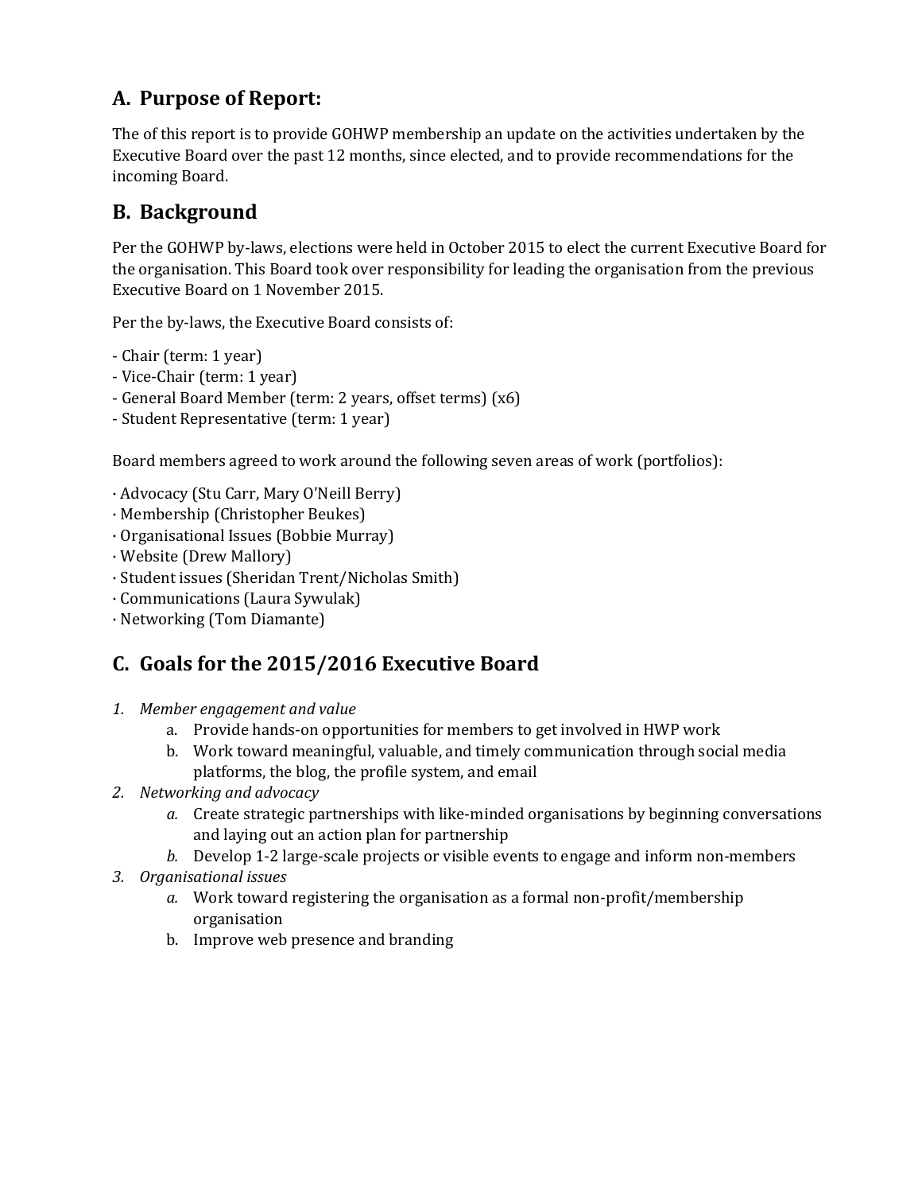## A. Purpose of Report:

The of this report is to provide GOHWP membership an update on the activities undertaken by the Executive Board over the past 12 months, since elected, and to provide recommendations for the incoming Board.

## B. Background

Per the GOHWP by-laws, elections were held in October 2015 to elect the current Executive Board for the organisation. This Board took over responsibility for leading the organisation from the previous Executive Board on 1 November 2015.

Per the by-laws, the Executive Board consists of:

- Chair (term: 1 year)
- Vice-Chair (term: 1 year)
- General Board Member (term: 2 years, offset terms) (x6)
- Student Representative (term: 1 year)

Board members agreed to work around the following seven areas of work (portfolios):

· Advocacy (Stu Carr, Mary O'Neill Berry)
· Membership (Christopher Beukes)
· Organisational Issues (Bobbie Murray)
· Website (Drew Mallory)
· Student issues (Sheridan Trent/Nicholas Smith)
· Communications (Laura Sywulak)
· Networking (Tom Diamante)

## C. Goals for the 2015/2016 Executive Board

1. *Member engagement and value*
   a. Provide hands-on opportunities for members to get involved in HWP work
   b. Work toward meaningful, valuable, and timely communication through social media platforms, the blog, the profile system, and email
2. *Networking and advocacy*
   *a.* Create strategic partnerships with like-minded organisations by beginning conversations and laying out an action plan for partnership
   *b.* Develop 1-2 large-scale projects or visible events to engage and inform non-members
3. *Organisational issues*
   *a.* Work toward registering the organisation as a formal non-profit/membership organisation
   b. Improve web presence and branding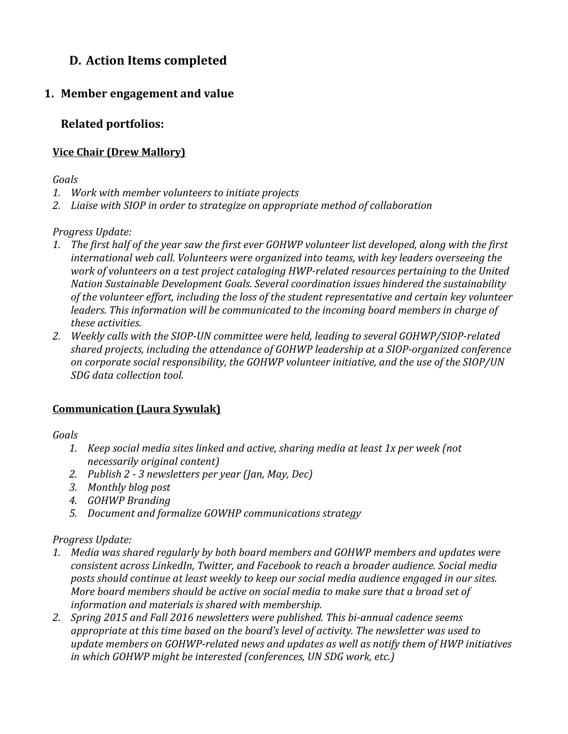## D. Action Items completed

### 1. Member engagement and value

### Related portfolios:

**Vice Chair (Drew Mallory)**

*Goals*

1. *Work with member volunteers to initiate projects*
2. *Liaise with SIOP in order to strategize on appropriate method of collaboration*

*Progress Update:*

1. *The first half of the year saw the first ever GOHWP volunteer list developed, along with the first international web call. Volunteers were organized into teams, with key leaders overseeing the work of volunteers on a test project cataloging HWP-related resources pertaining to the United Nation Sustainable Development Goals. Several coordination issues hindered the sustainability of the volunteer effort, including the loss of the student representative and certain key volunteer leaders. This information will be communicated to the incoming board members in charge of these activities.*
2. *Weekly calls with the SIOP-UN committee were held, leading to several GOHWP/SIOP-related shared projects, including the attendance of GOHWP leadership at a SIOP-organized conference on corporate social responsibility, the GOHWP volunteer initiative, and the use of the SIOP/UN SDG data collection tool.*

**Communication (Laura Sywulak)**

*Goals*

1. *Keep social media sites linked and active, sharing media at least 1x per week (not necessarily original content)*
2. *Publish 2 - 3 newsletters per year (Jan, May, Dec)*
3. *Monthly blog post*
4. *GOHWP Branding*
5. *Document and formalize GOWHP communications strategy*

*Progress Update:*

1. *Media was shared regularly by both board members and GOHWP members and updates were consistent across LinkedIn, Twitter, and Facebook to reach a broader audience. Social media posts should continue at least weekly to keep our social media audience engaged in our sites. More board members should be active on social media to make sure that a broad set of information and materials is shared with membership.*
2. *Spring 2015 and Fall 2016 newsletters were published. This bi-annual cadence seems appropriate at this time based on the board's level of activity. The newsletter was used to update members on GOHWP-related news and updates as well as notify them of HWP initiatives in which GOHWP might be interested (conferences, UN SDG work, etc.)*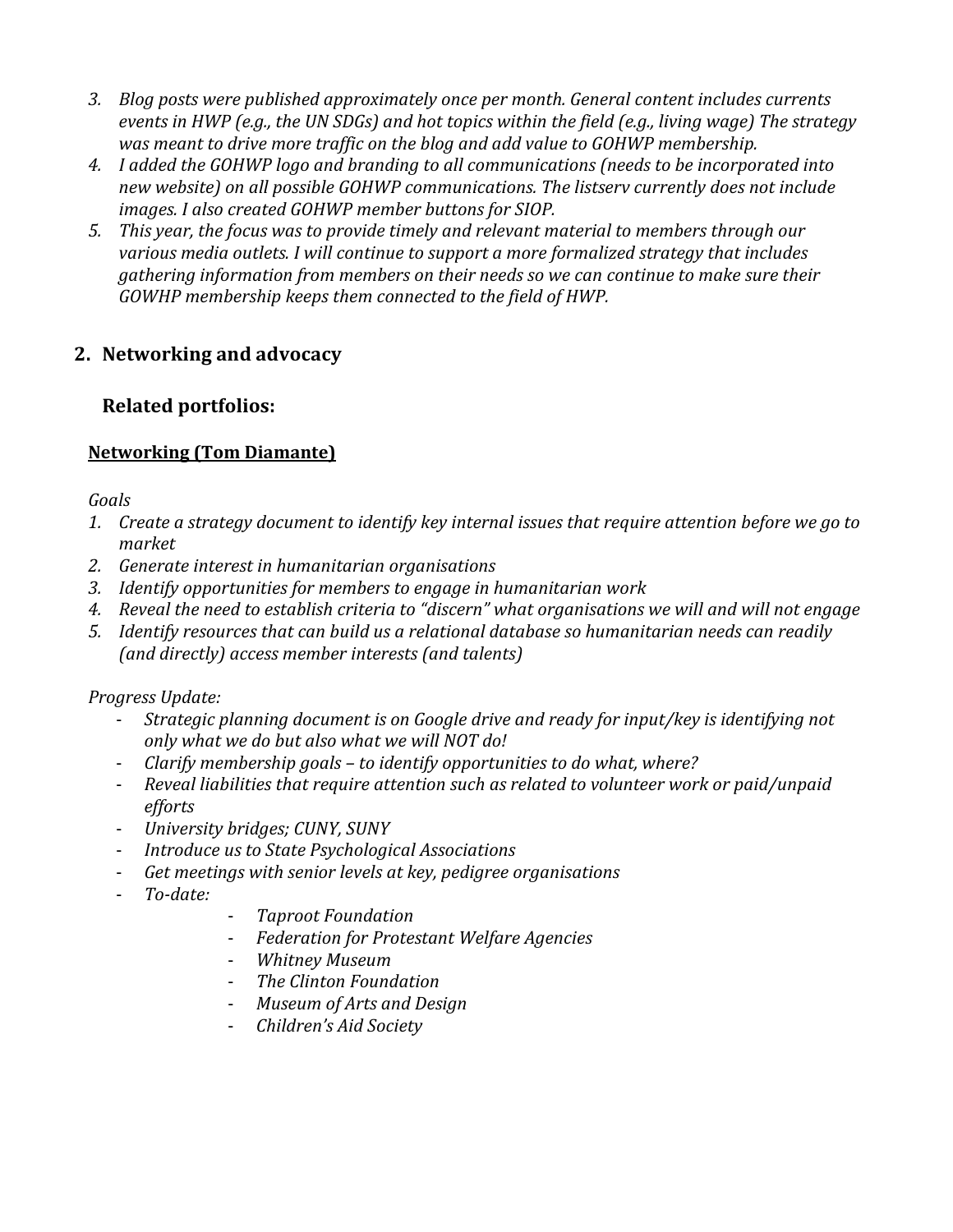3. *Blog posts were published approximately once per month. General content includes currents events in HWP (e.g., the UN SDGs) and hot topics within the field (e.g., living wage) The strategy was meant to drive more traffic on the blog and add value to GOHWP membership.*
4. *I added the GOHWP logo and branding to all communications (needs to be incorporated into new website) on all possible GOHWP communications. The listserv currently does not include images. I also created GOHWP member buttons for SIOP.*
5. *This year, the focus was to provide timely and relevant material to members through our various media outlets. I will continue to support a more formalized strategy that includes gathering information from members on their needs so we can continue to make sure their GOWHP membership keeps them connected to the field of HWP.*

## 2. Networking and advocacy

### Related portfolios:

**<u>Networking (Tom Diamante)</u>**

*Goals*

1. *Create a strategy document to identify key internal issues that require attention before we go to market*
2. *Generate interest in humanitarian organisations*
3. *Identify opportunities for members to engage in humanitarian work*
4. *Reveal the need to establish criteria to "discern" what organisations we will and will not engage*
5. *Identify resources that can build us a relational database so humanitarian needs can readily (and directly) access member interests (and talents)*

*Progress Update:*

- *Strategic planning document is on Google drive and ready for input/key is identifying not only what we do but also what we will NOT do!*
- *Clarify membership goals – to identify opportunities to do what, where?*
- *Reveal liabilities that require attention such as related to volunteer work or paid/unpaid efforts*
- *University bridges; CUNY, SUNY*
- *Introduce us to State Psychological Associations*
- *Get meetings with senior levels at key, pedigree organisations*
- *To-date:*
    - *Taproot Foundation*
    - *Federation for Protestant Welfare Agencies*
    - *Whitney Museum*
    - *The Clinton Foundation*
    - *Museum of Arts and Design*
    - *Children's Aid Society*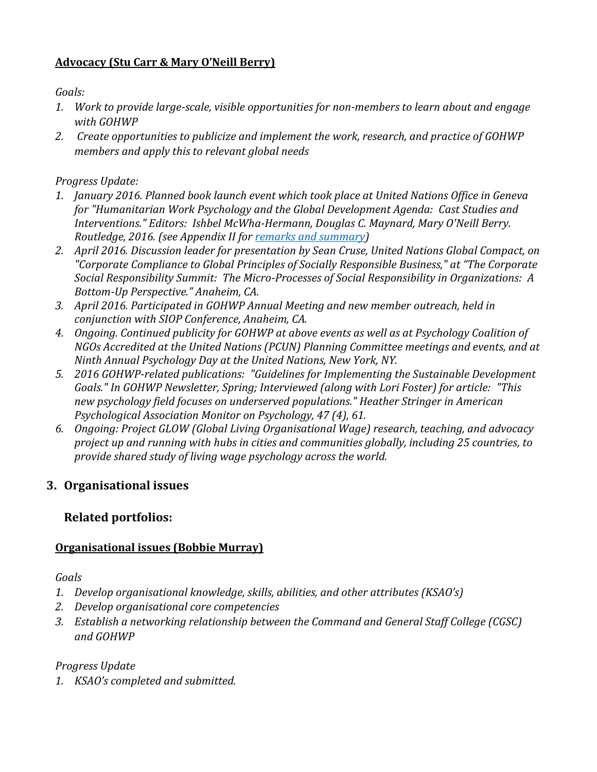**Advocacy (Stu Carr & Mary O'Neill Berry)**

*Goals:*

1. *Work to provide large-scale, visible opportunities for non-members to learn about and engage with GOHWP*
2. *Create opportunities to publicize and implement the work, research, and practice of GOHWP members and apply this to relevant global needs*

*Progress Update:*

1. *January 2016. Planned book launch event which took place at United Nations Office in Geneva for "Humanitarian Work Psychology and the Global Development Agenda: Cast Studies and Interventions." Editors: Ishbel McWha-Hermann, Douglas C. Maynard, Mary O'Neill Berry. Routledge, 2016. (see Appendix II for remarks and summary)*
2. *April 2016. Discussion leader for presentation by Sean Cruse, United Nations Global Compact, on "Corporate Compliance to Global Principles of Socially Responsible Business," at "The Corporate Social Responsibility Summit: The Micro-Processes of Social Responsibility in Organizations: A Bottom-Up Perspective." Anaheim, CA.*
3. *April 2016. Participated in GOHWP Annual Meeting and new member outreach, held in conjunction with SIOP Conference, Anaheim, CA.*
4. *Ongoing. Continued publicity for GOHWP at above events as well as at Psychology Coalition of NGOs Accredited at the United Nations (PCUN) Planning Committee meetings and events, and at Ninth Annual Psychology Day at the United Nations, New York, NY.*
5. *2016 GOHWP-related publications: "Guidelines for Implementing the Sustainable Development Goals." In GOHWP Newsletter, Spring; Interviewed (along with Lori Foster) for article: "This new psychology field focuses on underserved populations." Heather Stringer in American Psychological Association Monitor on Psychology, 47 (4), 61.*
6. *Ongoing: Project GLOW (Global Living Organisational Wage) research, teaching, and advocacy project up and running with hubs in cities and communities globally, including 25 countries, to provide shared study of living wage psychology across the world.*

## 3. Organisational issues

### Related portfolios:

**Organisational issues (Bobbie Murray)**

*Goals*

1. *Develop organisational knowledge, skills, abilities, and other attributes (KSAO's)*
2. *Develop organisational core competencies*
3. *Establish a networking relationship between the Command and General Staff College (CGSC) and GOHWP*

*Progress Update*

1. *KSAO's completed and submitted.*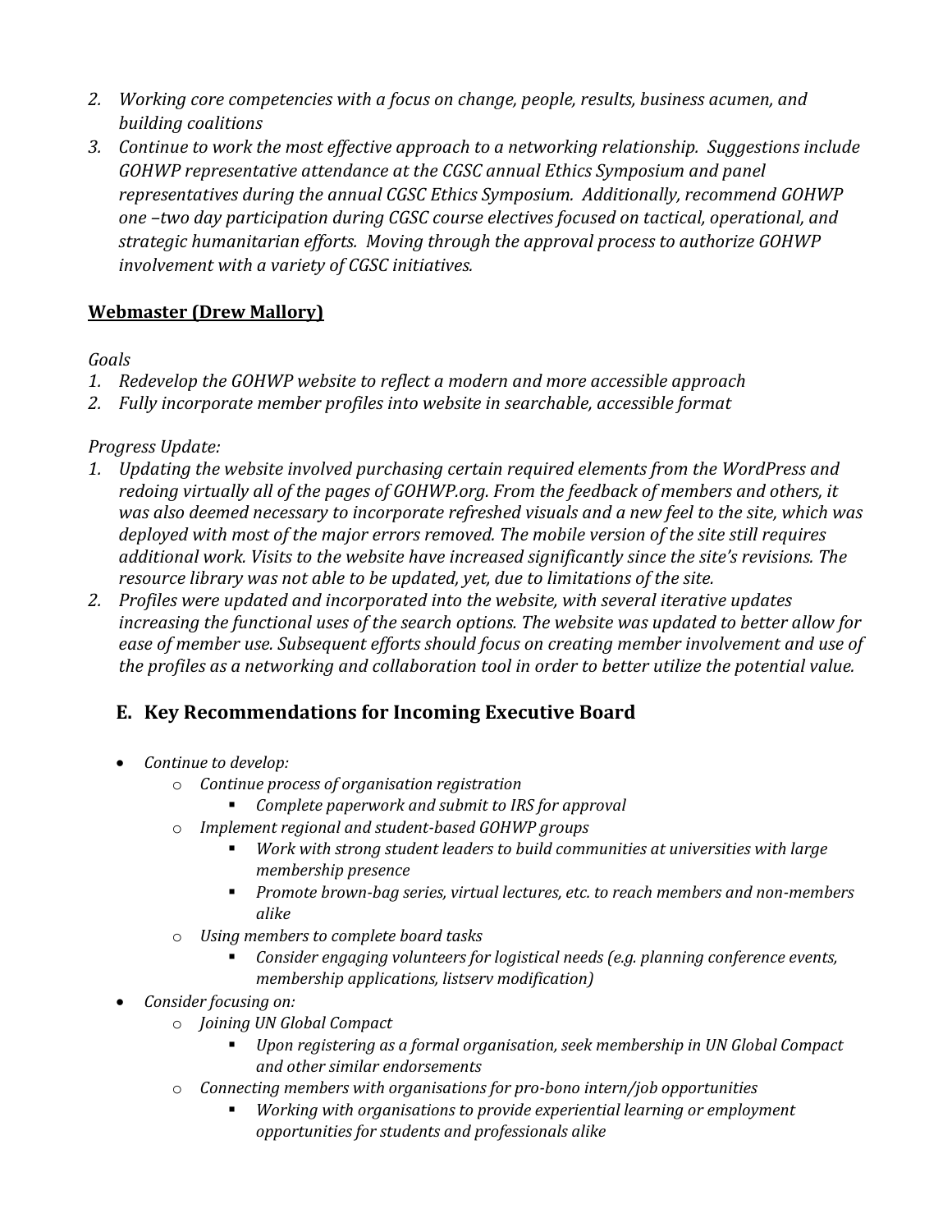2. *Working core competencies with a focus on change, people, results, business acumen, and building coalitions*
3. *Continue to work the most effective approach to a networking relationship. Suggestions include GOHWP representative attendance at the CGSC annual Ethics Symposium and panel representatives during the annual CGSC Ethics Symposium. Additionally, recommend GOHWP one –two day participation during CGSC course electives focused on tactical, operational, and strategic humanitarian efforts. Moving through the approval process to authorize GOHWP involvement with a variety of CGSC initiatives.*

**Webmaster (Drew Mallory)**

*Goals*

1. *Redevelop the GOHWP website to reflect a modern and more accessible approach*
2. *Fully incorporate member profiles into website in searchable, accessible format*

*Progress Update:*

1. *Updating the website involved purchasing certain required elements from the WordPress and redoing virtually all of the pages of GOHWP.org. From the feedback of members and others, it was also deemed necessary to incorporate refreshed visuals and a new feel to the site, which was deployed with most of the major errors removed. The mobile version of the site still requires additional work. Visits to the website have increased significantly since the site's revisions. The resource library was not able to be updated, yet, due to limitations of the site.*
2. *Profiles were updated and incorporated into the website, with several iterative updates increasing the functional uses of the search options. The website was updated to better allow for ease of member use. Subsequent efforts should focus on creating member involvement and use of the profiles as a networking and collaboration tool in order to better utilize the potential value.*

## E. Key Recommendations for Incoming Executive Board

- *Continue to develop:*
  - *Continue process of organisation registration*
    - *Complete paperwork and submit to IRS for approval*
  - *Implement regional and student-based GOHWP groups*
    - *Work with strong student leaders to build communities at universities with large membership presence*
    - *Promote brown-bag series, virtual lectures, etc. to reach members and non-members alike*
  - *Using members to complete board tasks*
    - *Consider engaging volunteers for logistical needs (e.g. planning conference events, membership applications, listserv modification)*
- *Consider focusing on:*
  - *Joining UN Global Compact*
    - *Upon registering as a formal organisation, seek membership in UN Global Compact and other similar endorsements*
  - *Connecting members with organisations for pro-bono intern/job opportunities*
    - *Working with organisations to provide experiential learning or employment opportunities for students and professionals alike*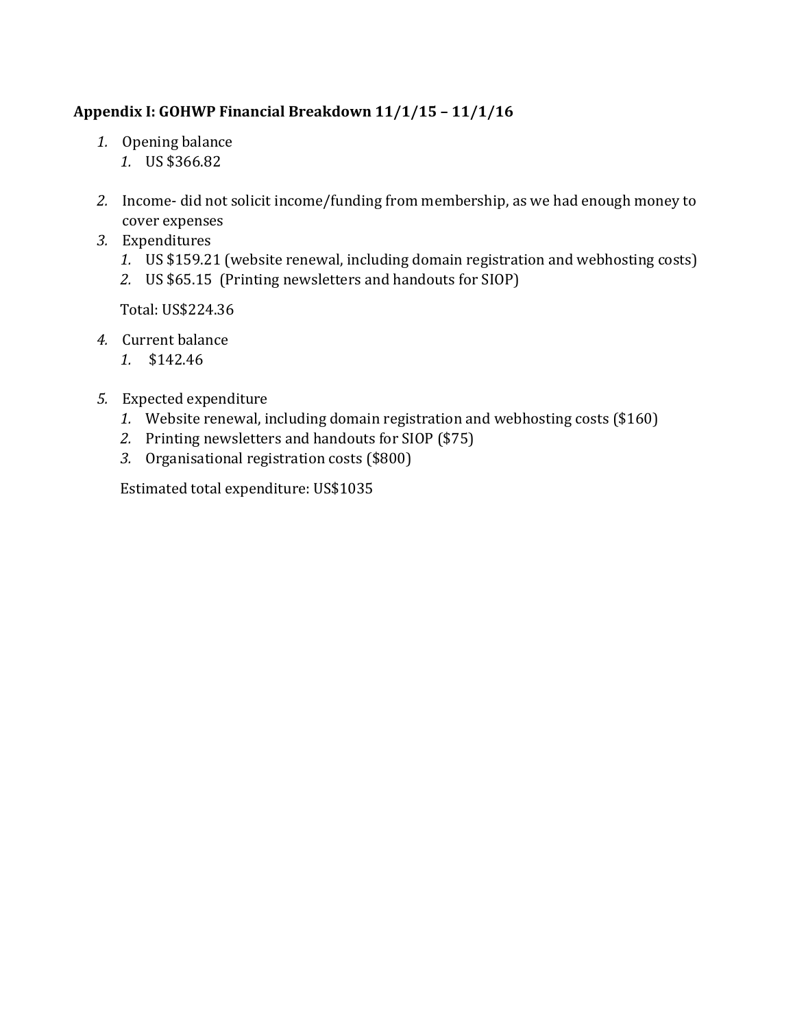**Appendix I: GOHWP Financial Breakdown 11/1/15 – 11/1/16**

1. Opening balance
   1. US $366.82

2. Income- did not solicit income/funding from membership, as we had enough money to cover expenses
3. Expenditures
   1. US $159.21 (website renewal, including domain registration and webhosting costs)
   2. US $65.15 (Printing newsletters and handouts for SIOP)

   Total: US$224.36

4. Current balance
   1. $142.46

5. Expected expenditure
   1. Website renewal, including domain registration and webhosting costs ($160)
   2. Printing newsletters and handouts for SIOP ($75)
   3. Organisational registration costs ($800)

   Estimated total expenditure: US$1035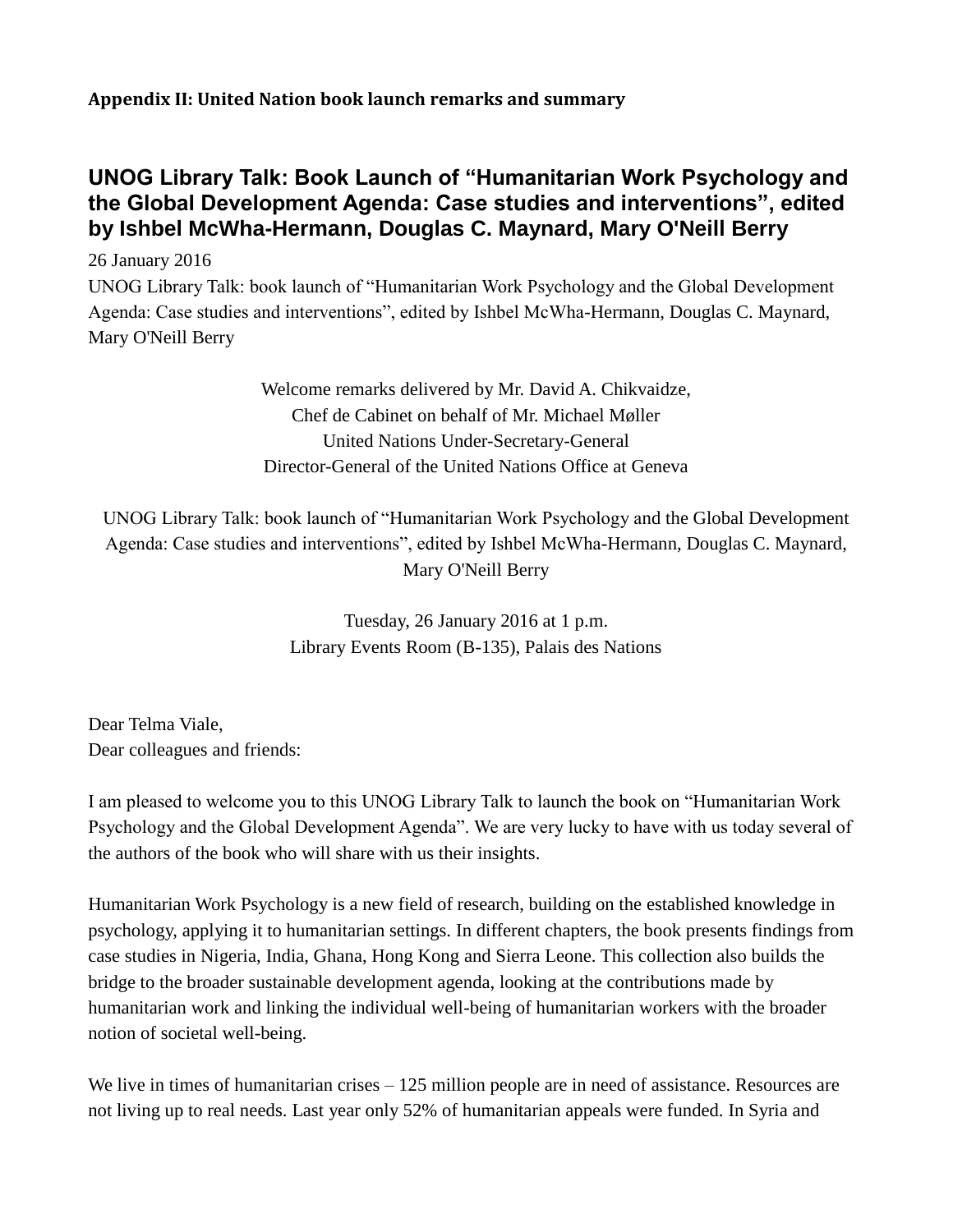**Appendix II: United Nation book launch remarks and summary**

## UNOG Library Talk: Book Launch of "Humanitarian Work Psychology and the Global Development Agenda: Case studies and interventions", edited by Ishbel McWha-Hermann, Douglas C. Maynard, Mary O'Neill Berry

26 January 2016

UNOG Library Talk: book launch of "Humanitarian Work Psychology and the Global Development Agenda: Case studies and interventions", edited by Ishbel McWha-Hermann, Douglas C. Maynard, Mary O'Neill Berry

Welcome remarks delivered by Mr. David A. Chikvaidze,
Chef de Cabinet on behalf of Mr. Michael Møller
United Nations Under-Secretary-General
Director-General of the United Nations Office at Geneva

UNOG Library Talk: book launch of "Humanitarian Work Psychology and the Global Development Agenda: Case studies and interventions", edited by Ishbel McWha-Hermann, Douglas C. Maynard, Mary O'Neill Berry

Tuesday, 26 January 2016 at 1 p.m.
Library Events Room (B-135), Palais des Nations

Dear Telma Viale,
Dear colleagues and friends:

I am pleased to welcome you to this UNOG Library Talk to launch the book on "Humanitarian Work Psychology and the Global Development Agenda". We are very lucky to have with us today several of the authors of the book who will share with us their insights.

Humanitarian Work Psychology is a new field of research, building on the established knowledge in psychology, applying it to humanitarian settings. In different chapters, the book presents findings from case studies in Nigeria, India, Ghana, Hong Kong and Sierra Leone. This collection also builds the bridge to the broader sustainable development agenda, looking at the contributions made by humanitarian work and linking the individual well-being of humanitarian workers with the broader notion of societal well-being.

We live in times of humanitarian crises – 125 million people are in need of assistance. Resources are not living up to real needs. Last year only 52% of humanitarian appeals were funded. In Syria and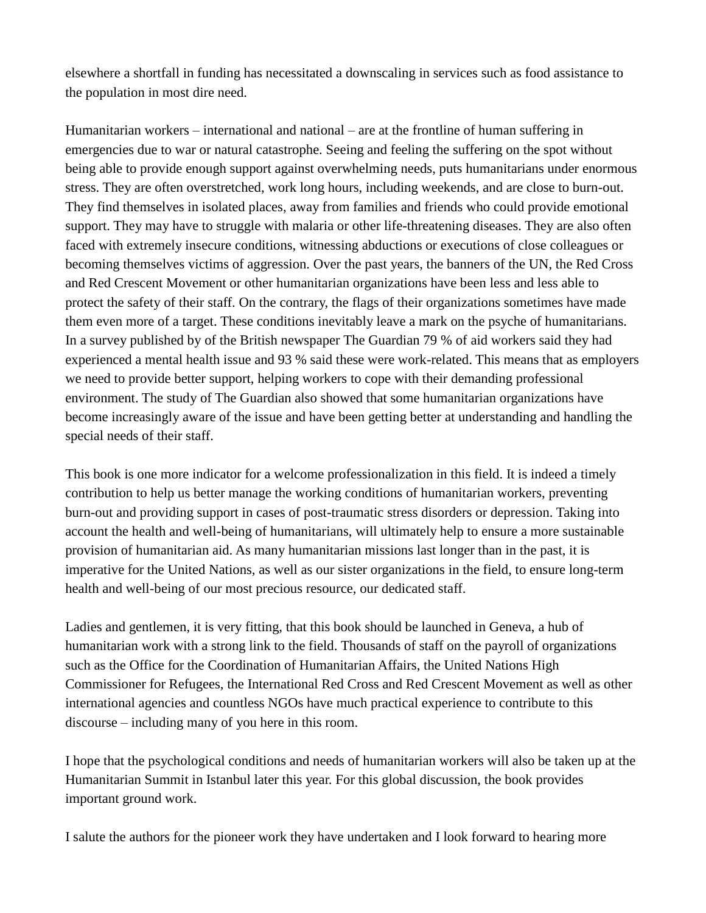elsewhere a shortfall in funding has necessitated a downscaling in services such as food assistance to the population in most dire need.

Humanitarian workers – international and national – are at the frontline of human suffering in emergencies due to war or natural catastrophe. Seeing and feeling the suffering on the spot without being able to provide enough support against overwhelming needs, puts humanitarians under enormous stress. They are often overstretched, work long hours, including weekends, and are close to burn-out. They find themselves in isolated places, away from families and friends who could provide emotional support. They may have to struggle with malaria or other life-threatening diseases. They are also often faced with extremely insecure conditions, witnessing abductions or executions of close colleagues or becoming themselves victims of aggression. Over the past years, the banners of the UN, the Red Cross and Red Crescent Movement or other humanitarian organizations have been less and less able to protect the safety of their staff. On the contrary, the flags of their organizations sometimes have made them even more of a target. These conditions inevitably leave a mark on the psyche of humanitarians. In a survey published by of the British newspaper The Guardian 79 % of aid workers said they had experienced a mental health issue and 93 % said these were work-related. This means that as employers we need to provide better support, helping workers to cope with their demanding professional environment. The study of The Guardian also showed that some humanitarian organizations have become increasingly aware of the issue and have been getting better at understanding and handling the special needs of their staff.

This book is one more indicator for a welcome professionalization in this field. It is indeed a timely contribution to help us better manage the working conditions of humanitarian workers, preventing burn-out and providing support in cases of post-traumatic stress disorders or depression. Taking into account the health and well-being of humanitarians, will ultimately help to ensure a more sustainable provision of humanitarian aid. As many humanitarian missions last longer than in the past, it is imperative for the United Nations, as well as our sister organizations in the field, to ensure long-term health and well-being of our most precious resource, our dedicated staff.

Ladies and gentlemen, it is very fitting, that this book should be launched in Geneva, a hub of humanitarian work with a strong link to the field. Thousands of staff on the payroll of organizations such as the Office for the Coordination of Humanitarian Affairs, the United Nations High Commissioner for Refugees, the International Red Cross and Red Crescent Movement as well as other international agencies and countless NGOs have much practical experience to contribute to this discourse – including many of you here in this room.

I hope that the psychological conditions and needs of humanitarian workers will also be taken up at the Humanitarian Summit in Istanbul later this year. For this global discussion, the book provides important ground work.

I salute the authors for the pioneer work they have undertaken and I look forward to hearing more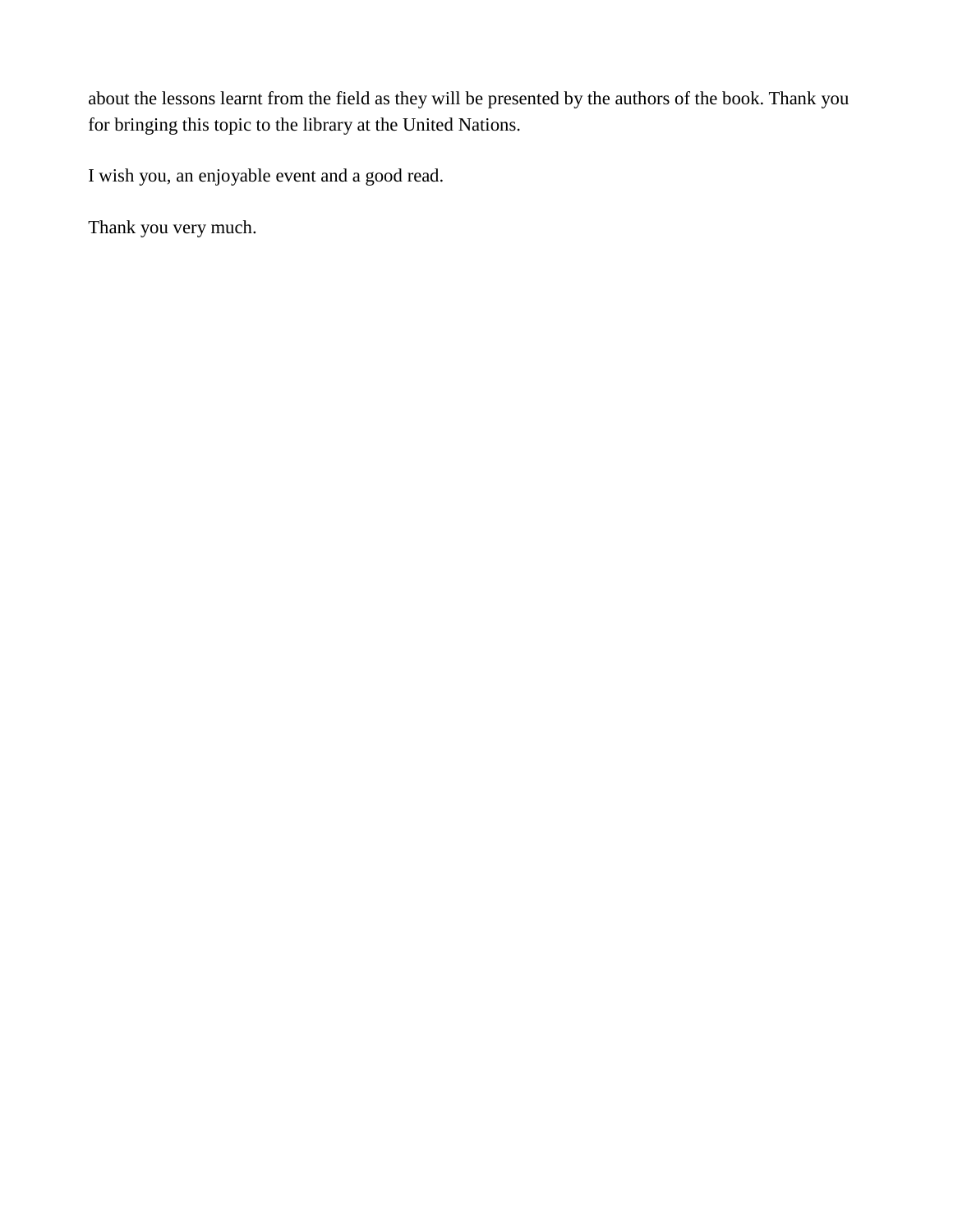about the lessons learnt from the field as they will be presented by the authors of the book. Thank you for bringing this topic to the library at the United Nations.

I wish you, an enjoyable event and a good read.

Thank you very much.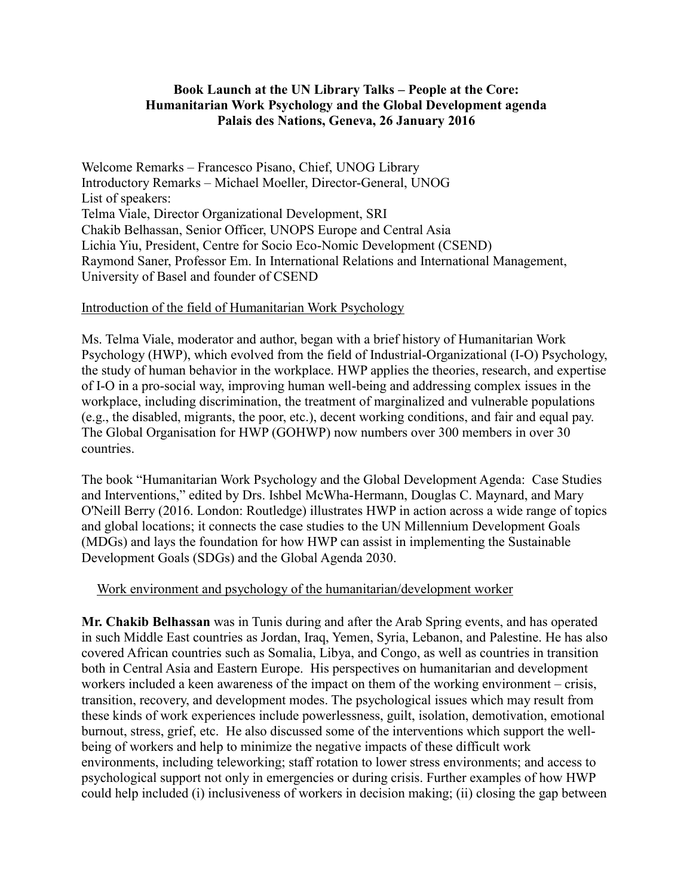**Book Launch at the UN Library Talks – People at the Core: Humanitarian Work Psychology and the Global Development agenda Palais des Nations, Geneva, 26 January 2016**

Welcome Remarks – Francesco Pisano, Chief, UNOG Library
Introductory Remarks – Michael Moeller, Director-General, UNOG
List of speakers:
Telma Viale, Director Organizational Development, SRI
Chakib Belhassan, Senior Officer, UNOPS Europe and Central Asia
Lichia Yiu, President, Centre for Socio Eco-Nomic Development (CSEND)
Raymond Saner, Professor Em. In International Relations and International Management, University of Basel and founder of CSEND

<u>Introduction of the field of Humanitarian Work Psychology</u>

Ms. Telma Viale, moderator and author, began with a brief history of Humanitarian Work Psychology (HWP), which evolved from the field of Industrial-Organizational (I-O) Psychology, the study of human behavior in the workplace. HWP applies the theories, research, and expertise of I-O in a pro-social way, improving human well-being and addressing complex issues in the workplace, including discrimination, the treatment of marginalized and vulnerable populations (e.g., the disabled, migrants, the poor, etc.), decent working conditions, and fair and equal pay. The Global Organisation for HWP (GOHWP) now numbers over 300 members in over 30 countries.

The book "Humanitarian Work Psychology and the Global Development Agenda: Case Studies and Interventions," edited by Drs. Ishbel McWha-Hermann, Douglas C. Maynard, and Mary O'Neill Berry (2016. London: Routledge) illustrates HWP in action across a wide range of topics and global locations; it connects the case studies to the UN Millennium Development Goals (MDGs) and lays the foundation for how HWP can assist in implementing the Sustainable Development Goals (SDGs) and the Global Agenda 2030.

<u>Work environment and psychology of the humanitarian/development worker</u>

**Mr. Chakib Belhassan** was in Tunis during and after the Arab Spring events, and has operated in such Middle East countries as Jordan, Iraq, Yemen, Syria, Lebanon, and Palestine. He has also covered African countries such as Somalia, Libya, and Congo, as well as countries in transition both in Central Asia and Eastern Europe. His perspectives on humanitarian and development workers included a keen awareness of the impact on them of the working environment – crisis, transition, recovery, and development modes. The psychological issues which may result from these kinds of work experiences include powerlessness, guilt, isolation, demotivation, emotional burnout, stress, grief, etc. He also discussed some of the interventions which support the well-being of workers and help to minimize the negative impacts of these difficult work environments, including teleworking; staff rotation to lower stress environments; and access to psychological support not only in emergencies or during crisis. Further examples of how HWP could help included (i) inclusiveness of workers in decision making; (ii) closing the gap between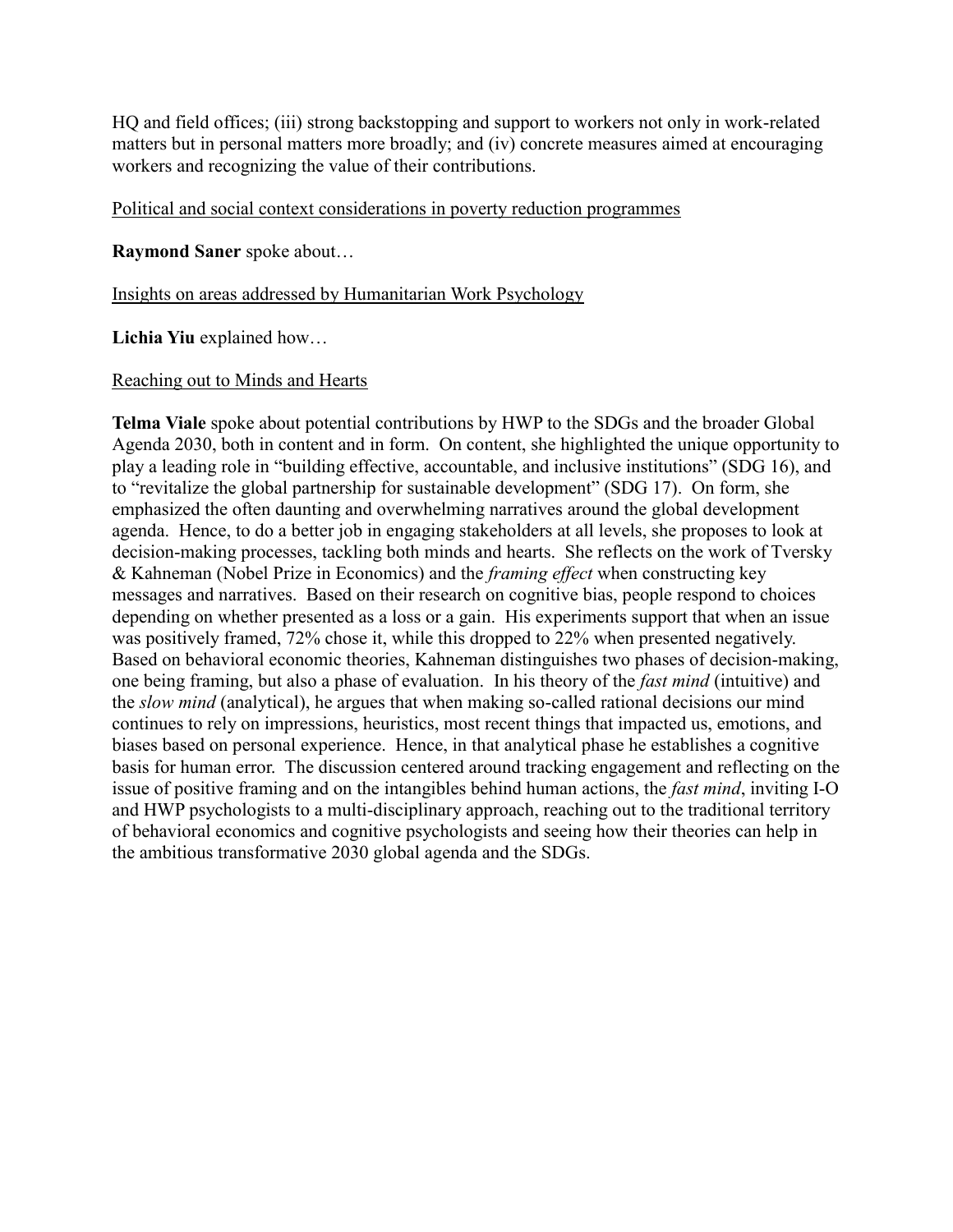HQ and field offices; (iii) strong backstopping and support to workers not only in work-related matters but in personal matters more broadly; and (iv) concrete measures aimed at encouraging workers and recognizing the value of their contributions.

<u>Political and social context considerations in poverty reduction programmes</u>

**Raymond Saner** spoke about…

<u>Insights on areas addressed by Humanitarian Work Psychology</u>

**Lichia Yiu** explained how…

<u>Reaching out to Minds and Hearts</u>

**Telma Viale** spoke about potential contributions by HWP to the SDGs and the broader Global Agenda 2030, both in content and in form. On content, she highlighted the unique opportunity to play a leading role in "building effective, accountable, and inclusive institutions" (SDG 16), and to "revitalize the global partnership for sustainable development" (SDG 17). On form, she emphasized the often daunting and overwhelming narratives around the global development agenda. Hence, to do a better job in engaging stakeholders at all levels, she proposes to look at decision-making processes, tackling both minds and hearts. She reflects on the work of Tversky & Kahneman (Nobel Prize in Economics) and the *framing effect* when constructing key messages and narratives. Based on their research on cognitive bias, people respond to choices depending on whether presented as a loss or a gain. His experiments support that when an issue was positively framed, 72% chose it, while this dropped to 22% when presented negatively. Based on behavioral economic theories, Kahneman distinguishes two phases of decision-making, one being framing, but also a phase of evaluation. In his theory of the *fast mind* (intuitive) and the *slow mind* (analytical), he argues that when making so-called rational decisions our mind continues to rely on impressions, heuristics, most recent things that impacted us, emotions, and biases based on personal experience. Hence, in that analytical phase he establishes a cognitive basis for human error. The discussion centered around tracking engagement and reflecting on the issue of positive framing and on the intangibles behind human actions, the *fast mind*, inviting I-O and HWP psychologists to a multi-disciplinary approach, reaching out to the traditional territory of behavioral economics and cognitive psychologists and seeing how their theories can help in the ambitious transformative 2030 global agenda and the SDGs.